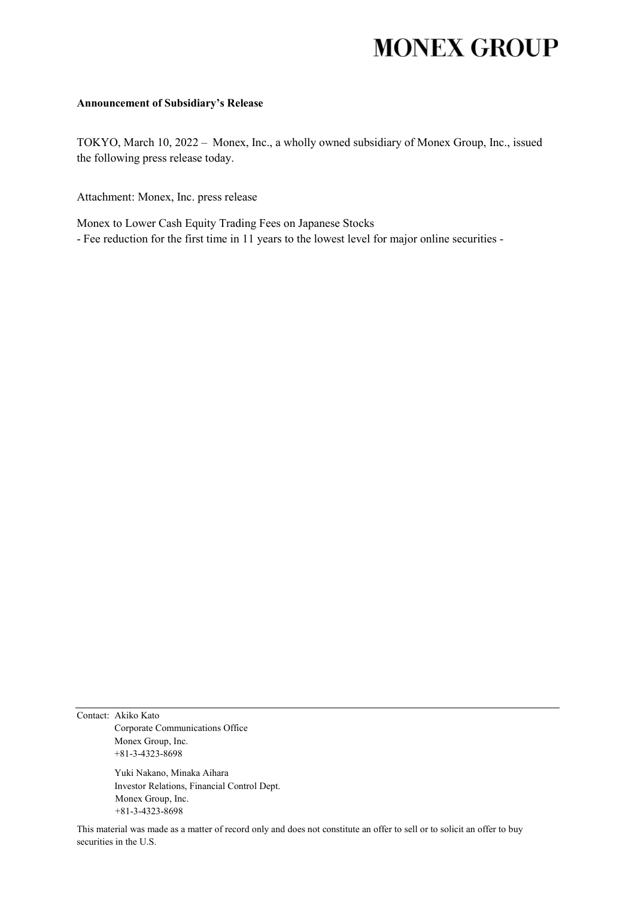# MONEX GROUP

**Announcement of Subsidiary's Release**

TOKYO, March 10, 2022 – Monex, Inc., a wholly owned subsidiary of Monex Group, Inc., issued the following press release today.

Attachment: Monex, Inc. press release

Monex to Lower Cash Equity Trading Fees on Japanese Stocks
- Fee reduction for the first time in 11 years to the lowest level for major online securities -

---

Contact: Akiko Kato
Corporate Communications Office
Monex Group, Inc.
+81-3-4323-8698

Yuki Nakano, Minaka Aihara
Investor Relations, Financial Control Dept.
Monex Group, Inc.
+81-3-4323-8698

This material was made as a matter of record only and does not constitute an offer to sell or to solicit an offer to buy securities in the U.S.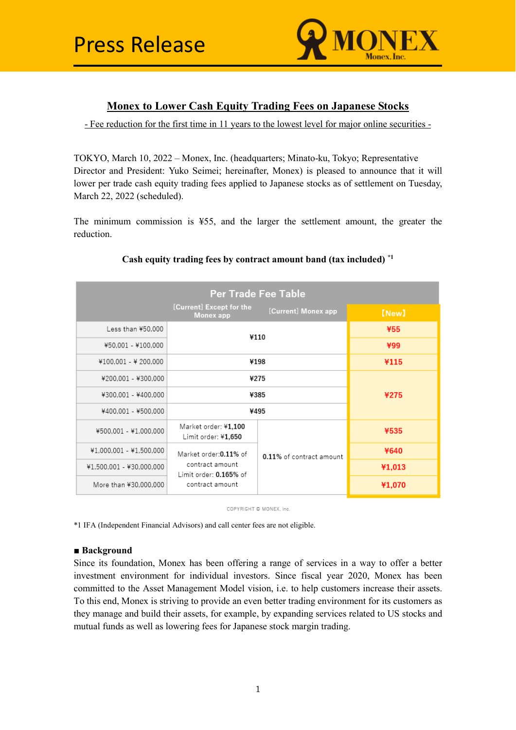# Monex to Lower Cash Equity Trading Fees on Japanese Stocks

- Fee reduction for the first time in 11 years to the lowest level for major online securities -

TOKYO, March 10, 2022 – Monex, Inc. (headquarters; Minato-ku, Tokyo; Representative Director and President: Yuko Seimei; hereinafter, Monex) is pleased to announce that it will lower per trade cash equity trading fees applied to Japanese stocks as of settlement on Tuesday, March 22, 2022 (scheduled).

The minimum commission is ¥55, and the larger the settlement amount, the greater the reduction.

**Cash equity trading fees by contract amount band (tax included)** [*1]

Per Trade Fee Table

| | [Current] Except for the Monex app | [Current] Monex app | 【New】 |
|---|---|---|---|
| Less than ¥50,000 | ¥110 | | ¥55 |
| ¥50,001 - ¥100,000 | | | ¥99 |
| ¥100,001 - ¥ 200,000 | ¥198 | | ¥115 |
| ¥200,001 - ¥300,000 | ¥275 | | ¥275 |
| ¥300,001 - ¥400,000 | ¥385 | | |
| ¥400,001 - ¥500,000 | ¥495 | | |
| ¥500,001 - ¥1,000,000 | Market order: ¥1,100<br>Limit order: ¥1,650 | 0.11% of contract amount | ¥535 |
| ¥1,000,001 - ¥1,500,000 | Market order:0.11% of contract amount<br>Limit order: 0.165% of contract amount | | ¥640 |
| ¥1,500,001 - ¥30,000,000 | | | ¥1,013 |
| More than ¥30,000,000 | | | ¥1,070 |

COPYRIGHT © MONEX, Inc.

*1 IFA (Independent Financial Advisors) and call center fees are not eligible.

## ■ Background

Since its foundation, Monex has been offering a range of services in a way to offer a better investment environment for individual investors. Since fiscal year 2020, Monex has been committed to the Asset Management Model vision, i.e. to help customers increase their assets. To this end, Monex is striving to provide an even better trading environment for its customers as they manage and build their assets, for example, by expanding services related to US stocks and mutual funds as well as lowering fees for Japanese stock margin trading.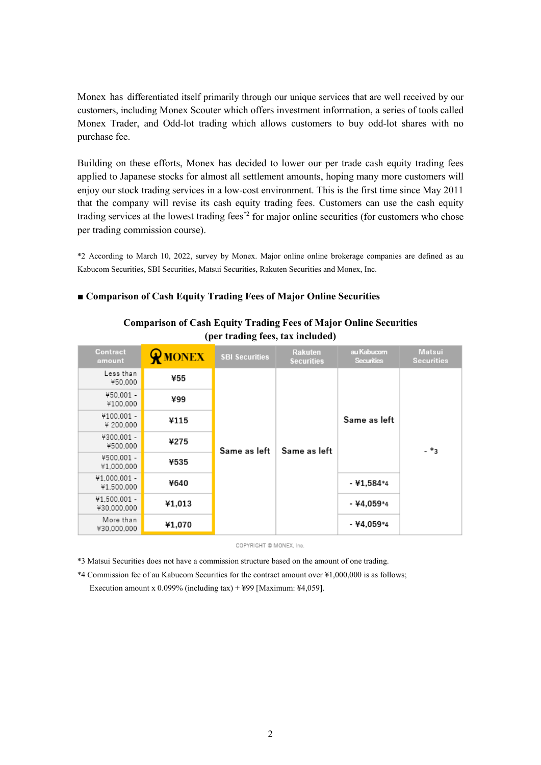Monex has differentiated itself primarily through our unique services that are well received by our customers, including Monex Scouter which offers investment information, a series of tools called Monex Trader, and Odd-lot trading which allows customers to buy odd-lot shares with no purchase fee.

Building on these efforts, Monex has decided to lower our per trade cash equity trading fees applied to Japanese stocks for almost all settlement amounts, hoping many more customers will enjoy our stock trading services in a low-cost environment. This is the first time since May 2011 that the company will revise its cash equity trading fees. Customers can use the cash equity trading services at the lowest trading fees[*2] for major online securities (for customers who chose per trading commission course).

*2 According to March 10, 2022, survey by Monex. Major online online brokerage companies are defined as au Kabucom Securities, SBI Securities, Matsui Securities, Rakuten Securities and Monex, Inc.

**■ Comparison of Cash Equity Trading Fees of Major Online Securities**

**Comparison of Cash Equity Trading Fees of Major Online Securities (per trading fees, tax included)**

| Contract amount | MONEX | SBI Securities | Rakuten Securities | au Kabucom Securities | Matsui Securities |
|---|---|---|---|---|---|
| Less than ¥50,000 | ¥55 | Same as left | Same as left | Same as left | - *3 |
| ¥50,001 - ¥100,000 | ¥99 | Same as left | Same as left | Same as left | - *3 |
| ¥100,001 - ¥ 200,000 | ¥115 | Same as left | Same as left | Same as left | - *3 |
| ¥300,001 - ¥500,000 | ¥275 | Same as left | Same as left | Same as left | - *3 |
| ¥500,001 - ¥1,000,000 | ¥535 | Same as left | Same as left | Same as left | - *3 |
| ¥1,000,001 - ¥1,500,000 | ¥640 | Same as left | Same as left | - ¥1,584*4 | - *3 |
| ¥1,500,001 - ¥30,000,000 | ¥1,013 | Same as left | Same as left | - ¥4,059*4 | - *3 |
| More than ¥30,000,000 | ¥1,070 | Same as left | Same as left | - ¥4,059*4 | - *3 |

COPYRIGHT © MONEX, Inc.

*3 Matsui Securities does not have a commission structure based on the amount of one trading.

*4 Commission fee of au Kabucom Securities for the contract amount over ¥1,000,000 is as follows; Execution amount x 0.099% (including tax) + ¥99 [Maximum: ¥4,059].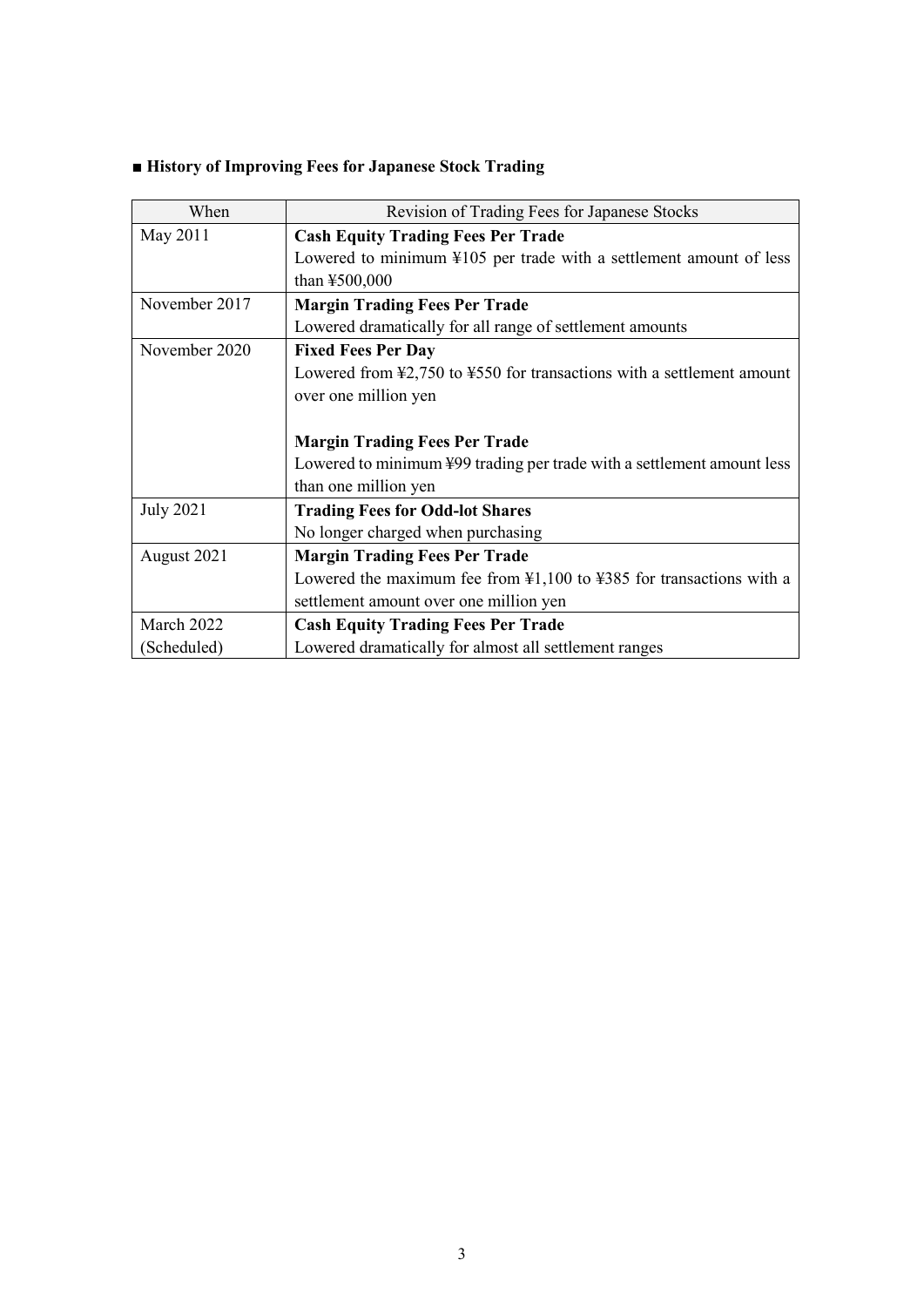### ■ History of Improving Fees for Japanese Stock Trading

| When | Revision of Trading Fees for Japanese Stocks |
|---|---|
| May 2011 | **Cash Equity Trading Fees Per Trade**<br>Lowered to minimum ¥105 per trade with a settlement amount of less than ¥500,000 |
| November 2017 | **Margin Trading Fees Per Trade**<br>Lowered dramatically for all range of settlement amounts |
| November 2020 | **Fixed Fees Per Day**<br>Lowered from ¥2,750 to ¥550 for transactions with a settlement amount over one million yen<br><br>**Margin Trading Fees Per Trade**<br>Lowered to minimum ¥99 trading per trade with a settlement amount less than one million yen |
| July 2021 | **Trading Fees for Odd-lot Shares**<br>No longer charged when purchasing |
| August 2021 | **Margin Trading Fees Per Trade**<br>Lowered the maximum fee from ¥1,100 to ¥385 for transactions with a settlement amount over one million yen |
| March 2022 (Scheduled) | **Cash Equity Trading Fees Per Trade**<br>Lowered dramatically for almost all settlement ranges |